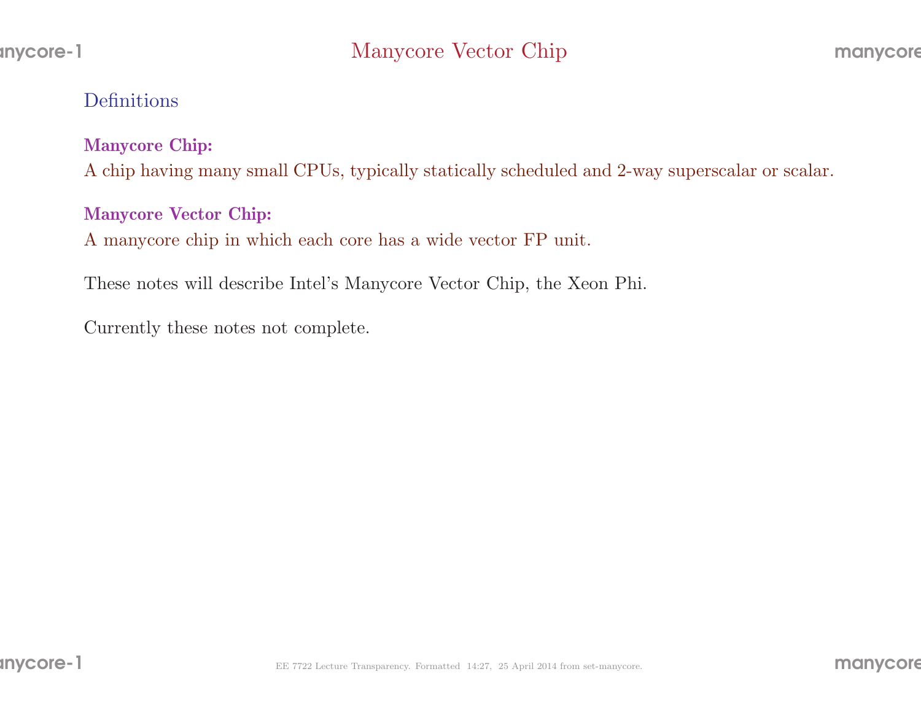# Manycore Vector Chip

## Definitions

**Manycore Chip:**
A chip having many small CPUs, typically statically scheduled and 2-way superscalar or scalar.

**Manycore Vector Chip:**
A manycore chip in which each core has a wide vector FP unit.

These notes will describe Intel's Manycore Vector Chip, the Xeon Phi.

Currently these notes not complete.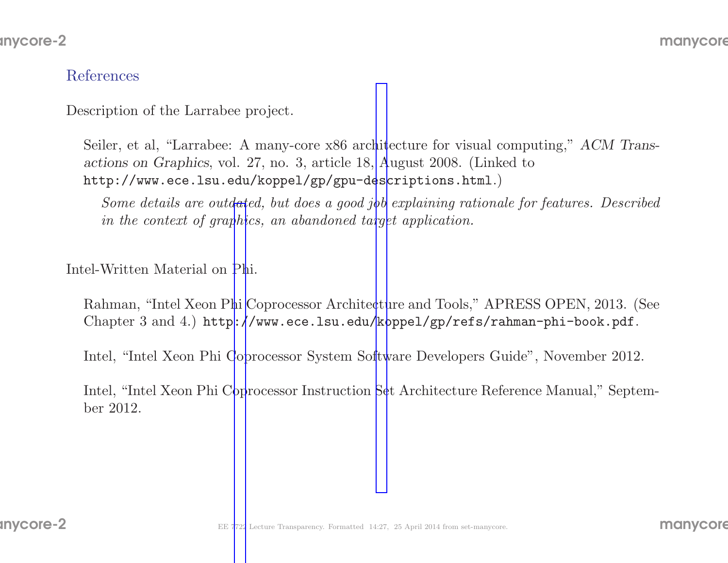## References

Description of the Larrabee project.

> Seiler, et al, “Larrabee: A many-core x86 architecture for visual computing,” *ACM Transactions on Graphics*, vol. 27, no. 3, article 18, August 2008. (Linked to `http://www.ece.lsu.edu/koppel/gp/gpu-descriptions.html`.)
>
> > *Some details are outdated, but does a good job explaining rationale for features. Described in the context of graphics, an abandoned target application.*

Intel-Written Material on Phi.

> Rahman, “Intel Xeon Phi Coprocessor Architecture and Tools,” APRESS OPEN, 2013. (See Chapter 3 and 4.) `http://www.ece.lsu.edu/koppel/gp/refs/rahman-phi-book.pdf`.
>
> Intel, “Intel Xeon Phi Coprocessor System Software Developers Guide”, November 2012.
>
> Intel, “Intel Xeon Phi Coprocessor Instruction Set Architecture Reference Manual,” September 2012.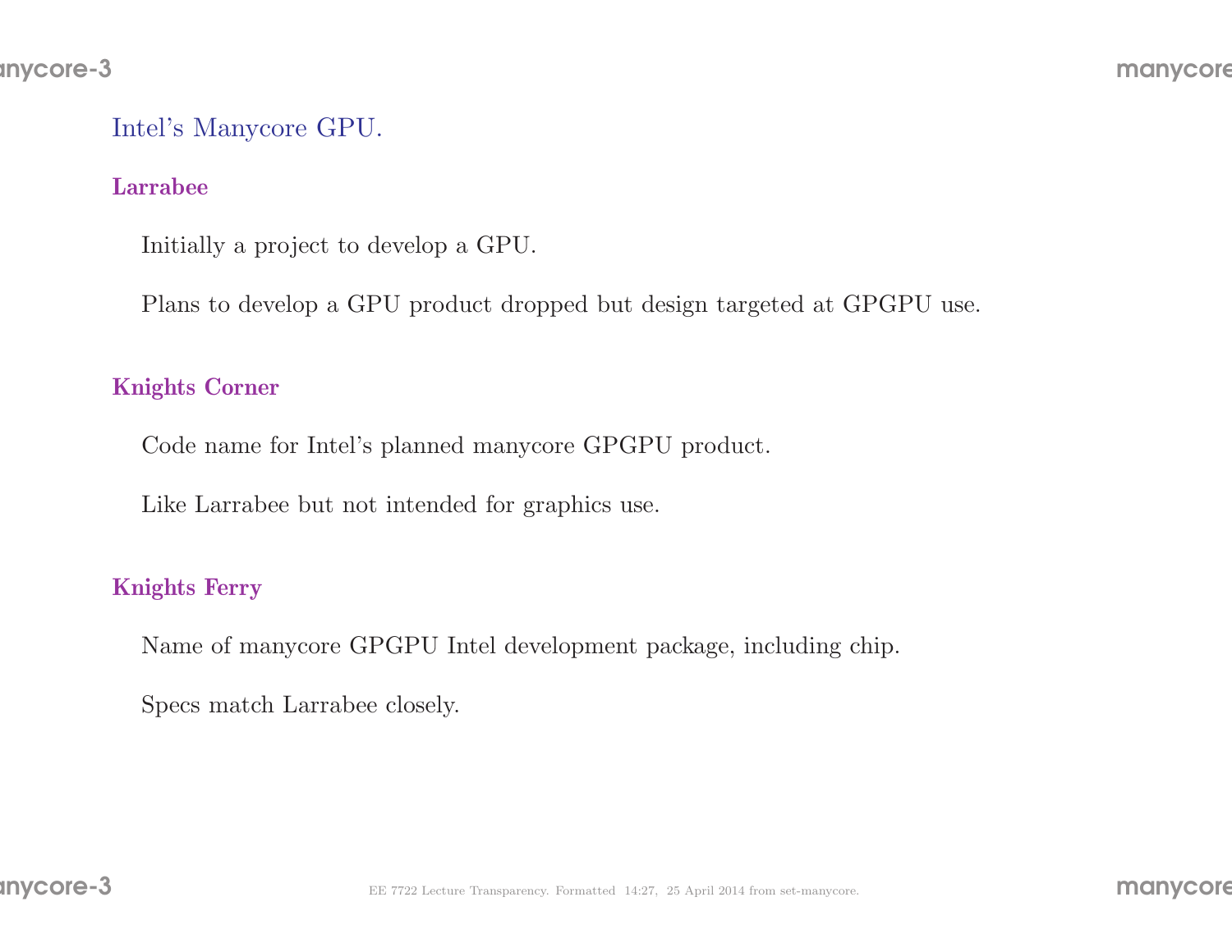## Intel's Manycore GPU.

### Larrabee

Initially a project to develop a GPU.

Plans to develop a GPU product dropped but design targeted at GPGPU use.

### Knights Corner

Code name for Intel's planned manycore GPGPU product.

Like Larrabee but not intended for graphics use.

### Knights Ferry

Name of manycore GPGPU Intel development package, including chip.

Specs match Larrabee closely.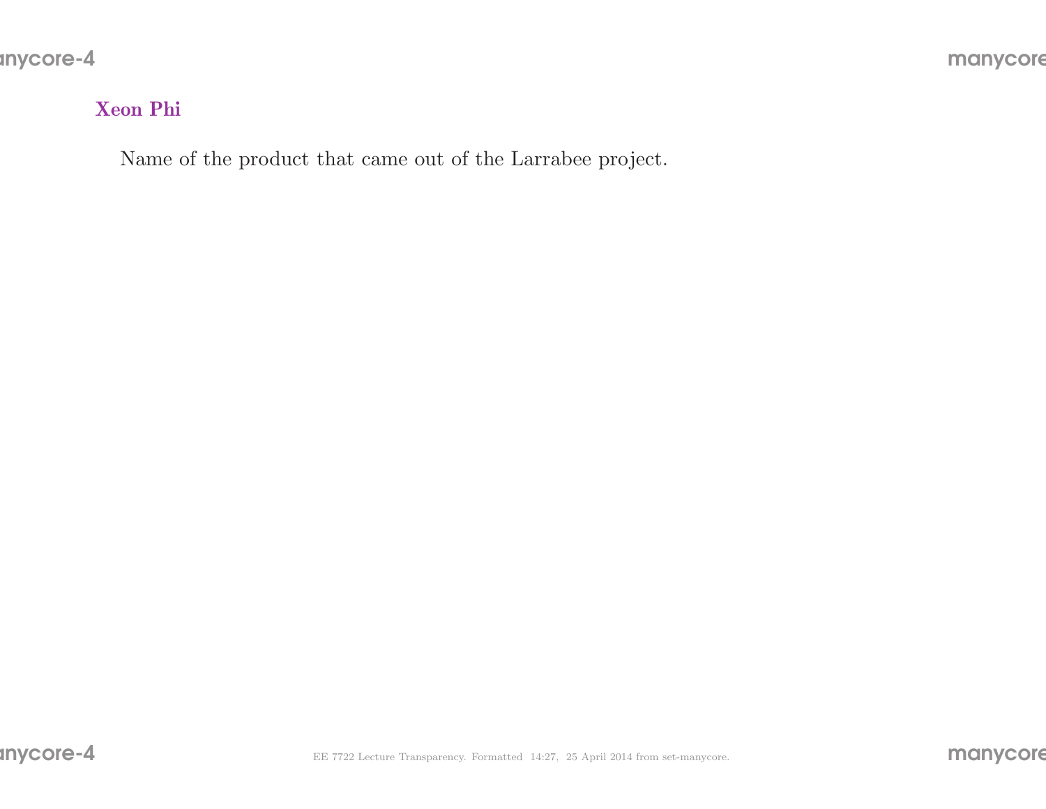## Xeon Phi

Name of the product that came out of the Larrabee project.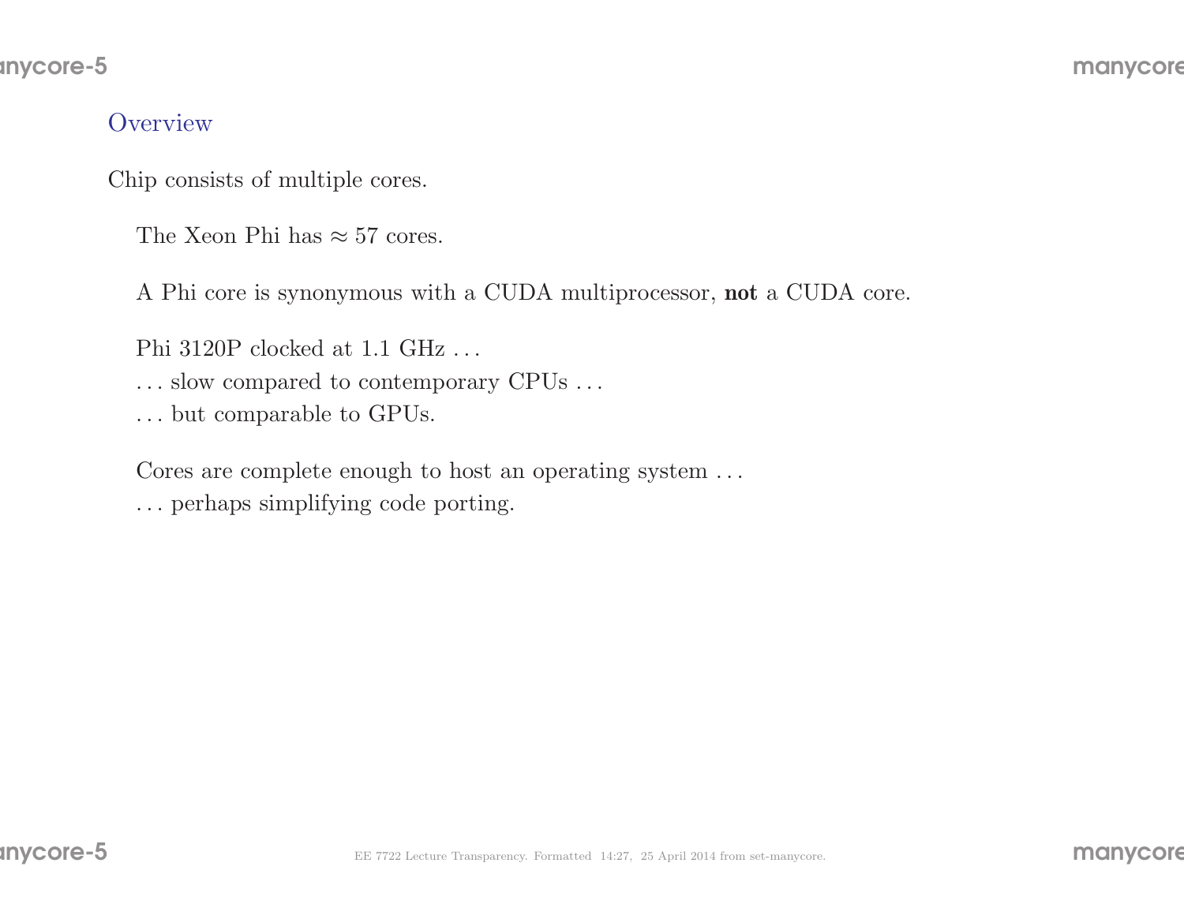## Overview

Chip consists of multiple cores.

The Xeon Phi has $\approx 57$ cores.

A Phi core is synonymous with a CUDA multiprocessor, **not** a CUDA core.

Phi 3120P clocked at 1.1 GHz . . .
. . . slow compared to contemporary CPUs . . .
. . . but comparable to GPUs.

Cores are complete enough to host an operating system . . .
. . . perhaps simplifying code porting.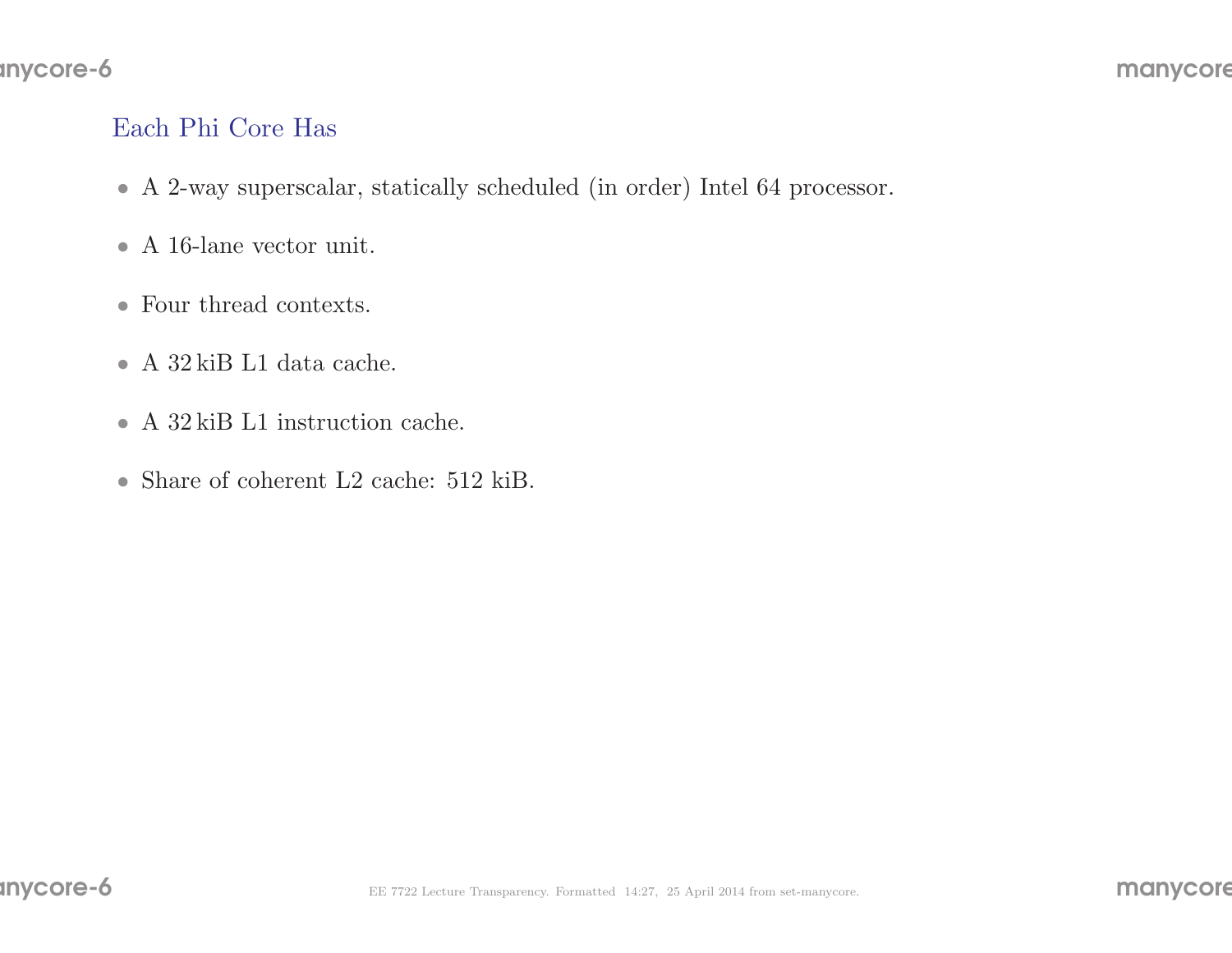## Each Phi Core Has

- A 2-way superscalar, statically scheduled (in order) Intel 64 processor.
- A 16-lane vector unit.
- Four thread contexts.
- A 32 kiB L1 data cache.
- A 32 kiB L1 instruction cache.
- Share of coherent L2 cache: 512 kiB.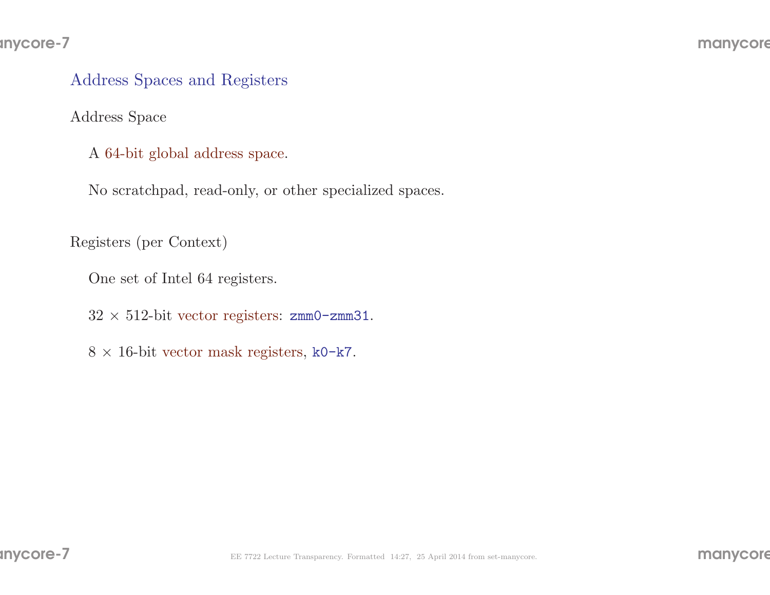## Address Spaces and Registers

### Address Space

A 64-bit global address space.

No scratchpad, read-only, or other specialized spaces.

### Registers (per Context)

One set of Intel 64 registers.

32 × 512-bit vector registers: `zmm0-zmm31`.

8 × 16-bit vector mask registers, `k0-k7`.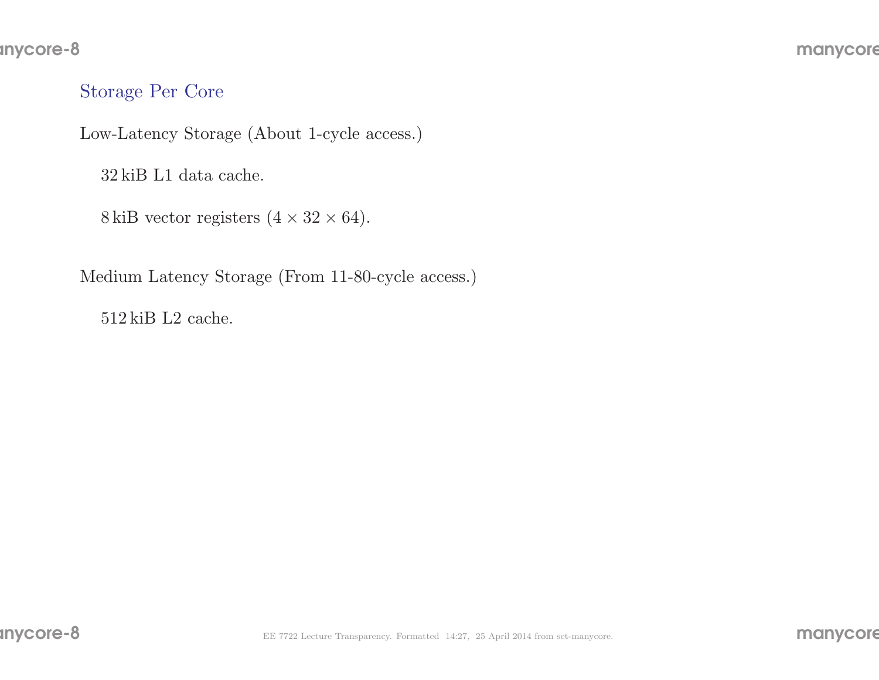## Storage Per Core

Low-Latency Storage (About 1-cycle access.)

32 kiB L1 data cache.

8 kiB vector registers ($4 \times 32 \times 64$).

Medium Latency Storage (From 11-80-cycle access.)

512 kiB L2 cache.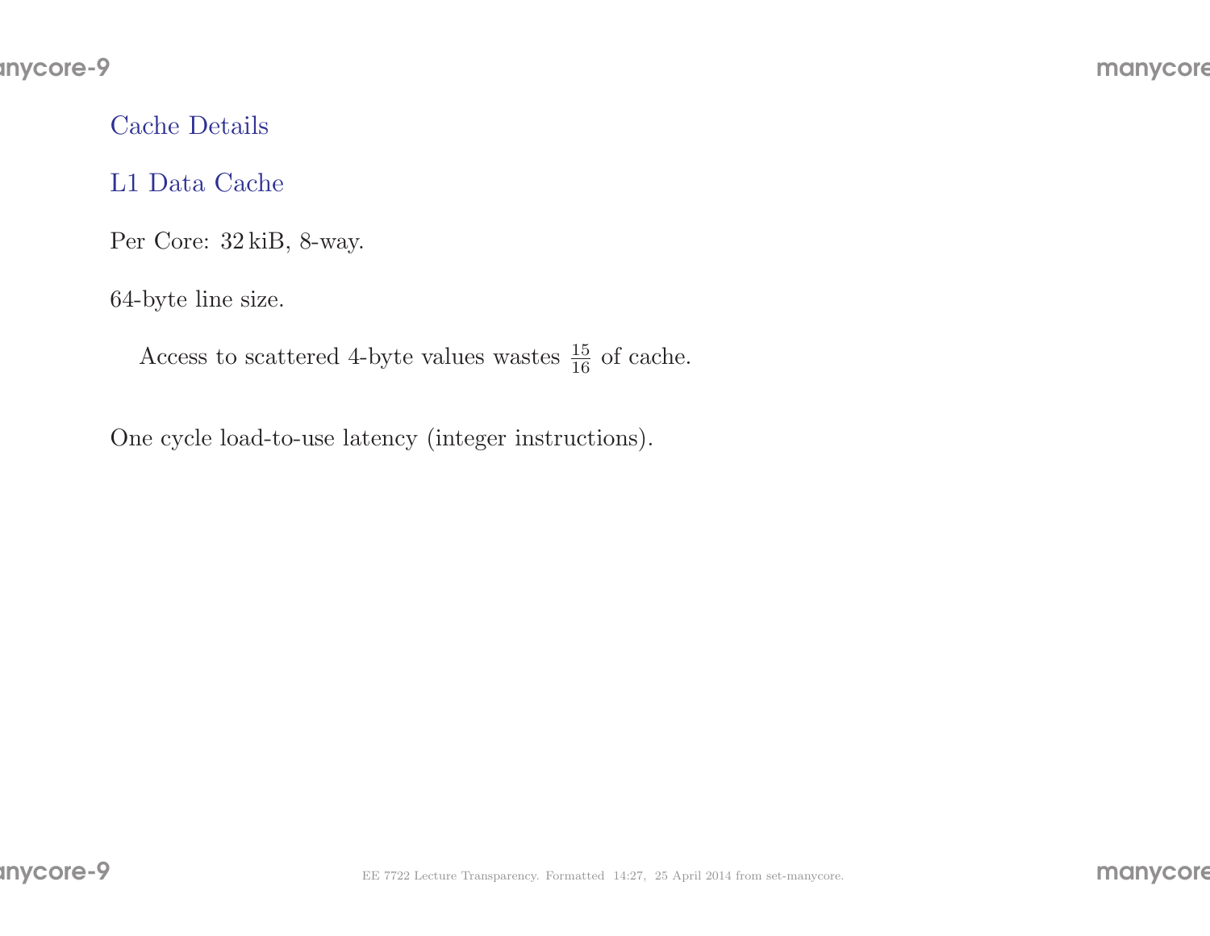## Cache Details

### L1 Data Cache

Per Core: 32 kiB, 8-way.

64-byte line size.

Access to scattered 4-byte values wastes $\frac{15}{16}$ of cache.

One cycle load-to-use latency (integer instructions).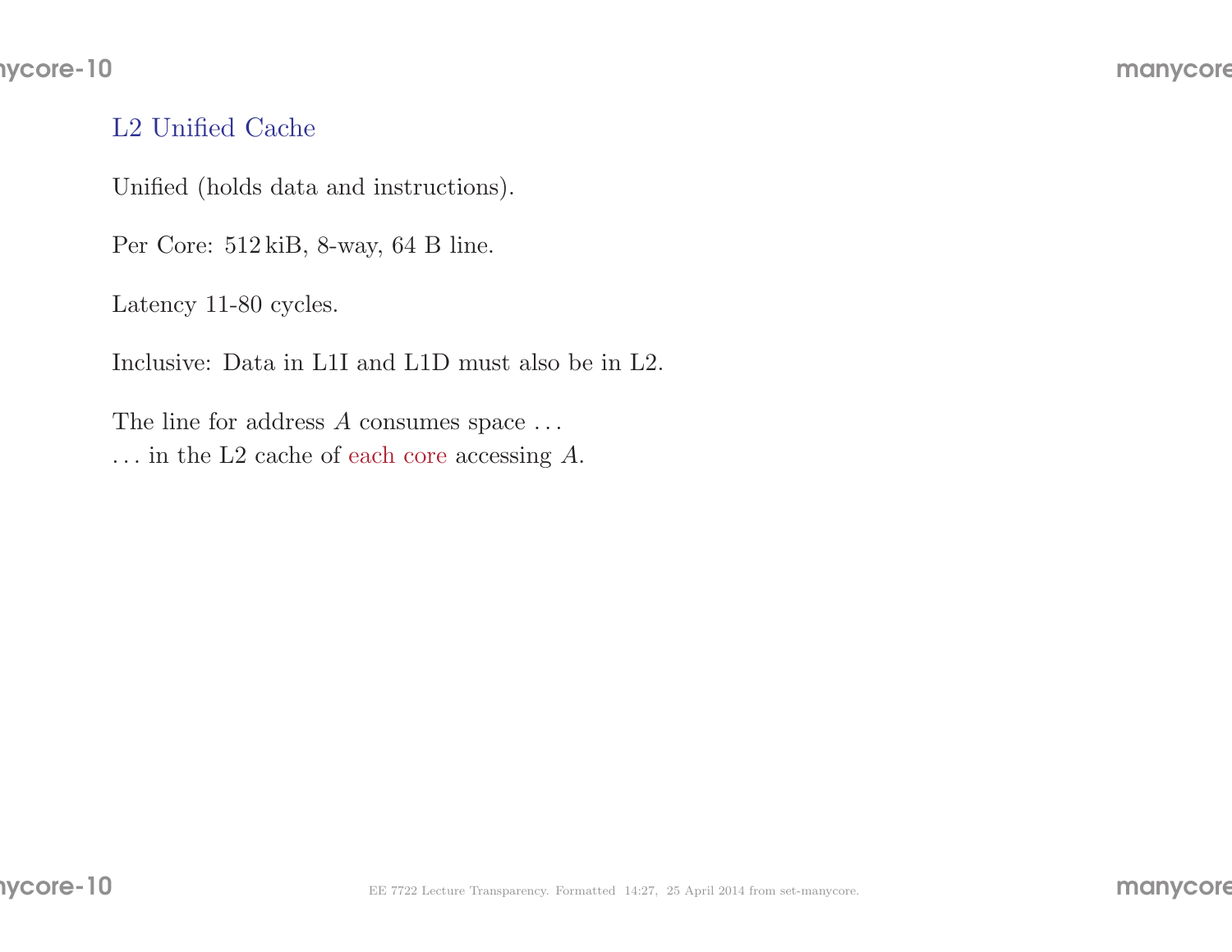## L2 Unified Cache

Unified (holds data and instructions).

Per Core: 512 kiB, 8-way, 64 B line.

Latency 11-80 cycles.

Inclusive: Data in L1I and L1D must also be in L2.

The line for address $A$ consumes space . . .
. . . in the L2 cache of each core accessing $A$.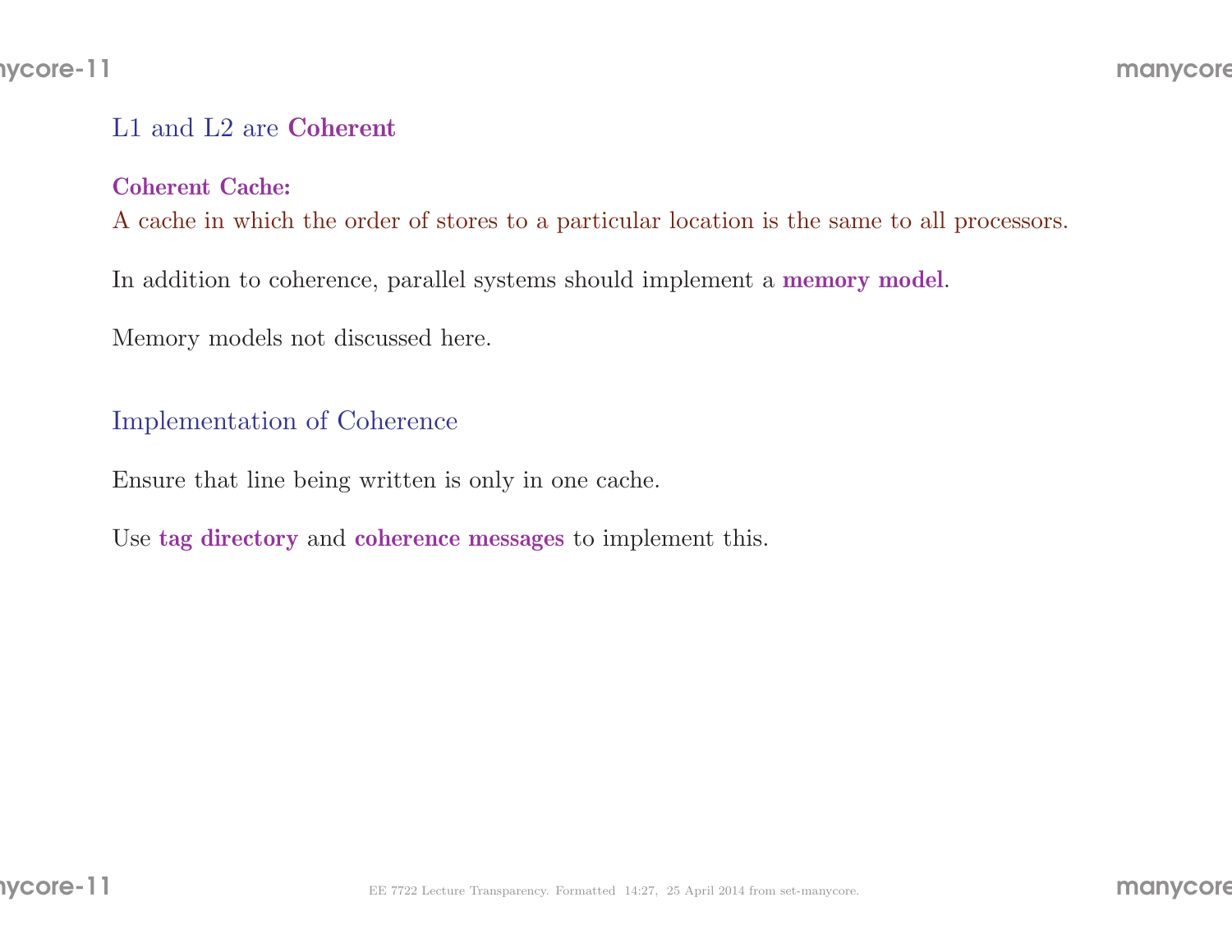## L1 and L2 are **Coherent**

**Coherent Cache:**
A cache in which the order of stores to a particular location is the same to all processors.

In addition to coherence, parallel systems should implement a **memory model**.

Memory models not discussed here.

## Implementation of Coherence

Ensure that line being written is only in one cache.

Use **tag directory** and **coherence messages** to implement this.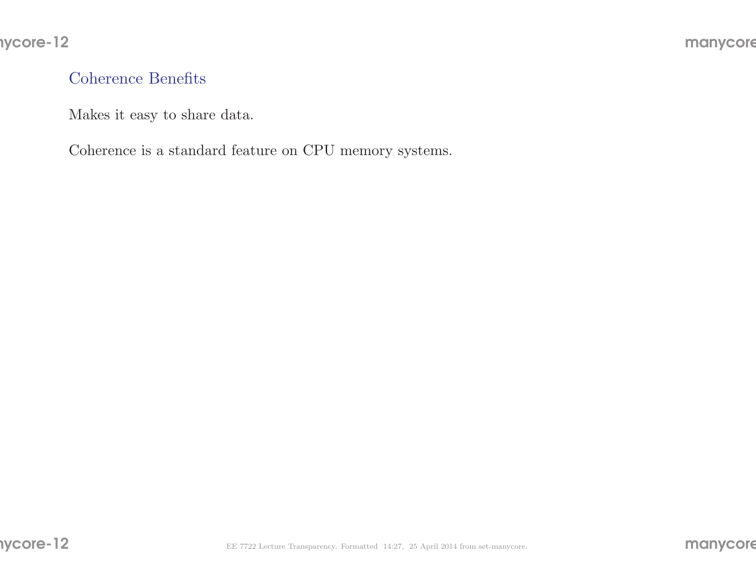## Coherence Benefits

Makes it easy to share data.

Coherence is a standard feature on CPU memory systems.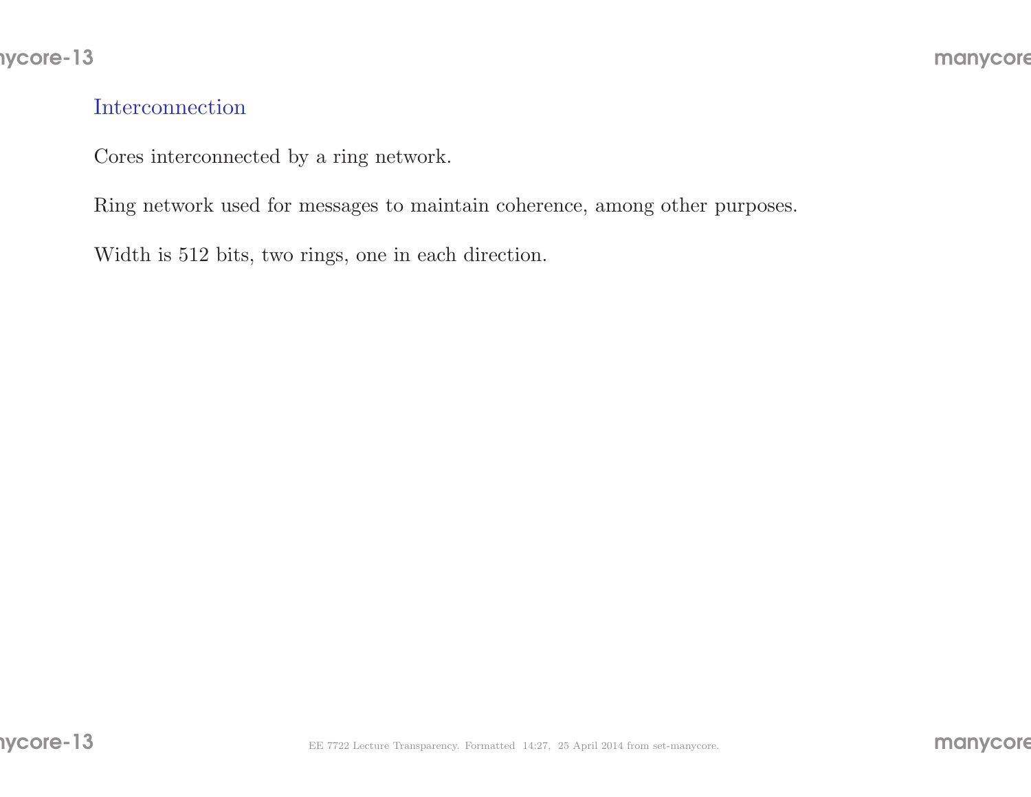## Interconnection

Cores interconnected by a ring network.

Ring network used for messages to maintain coherence, among other purposes.

Width is 512 bits, two rings, one in each direction.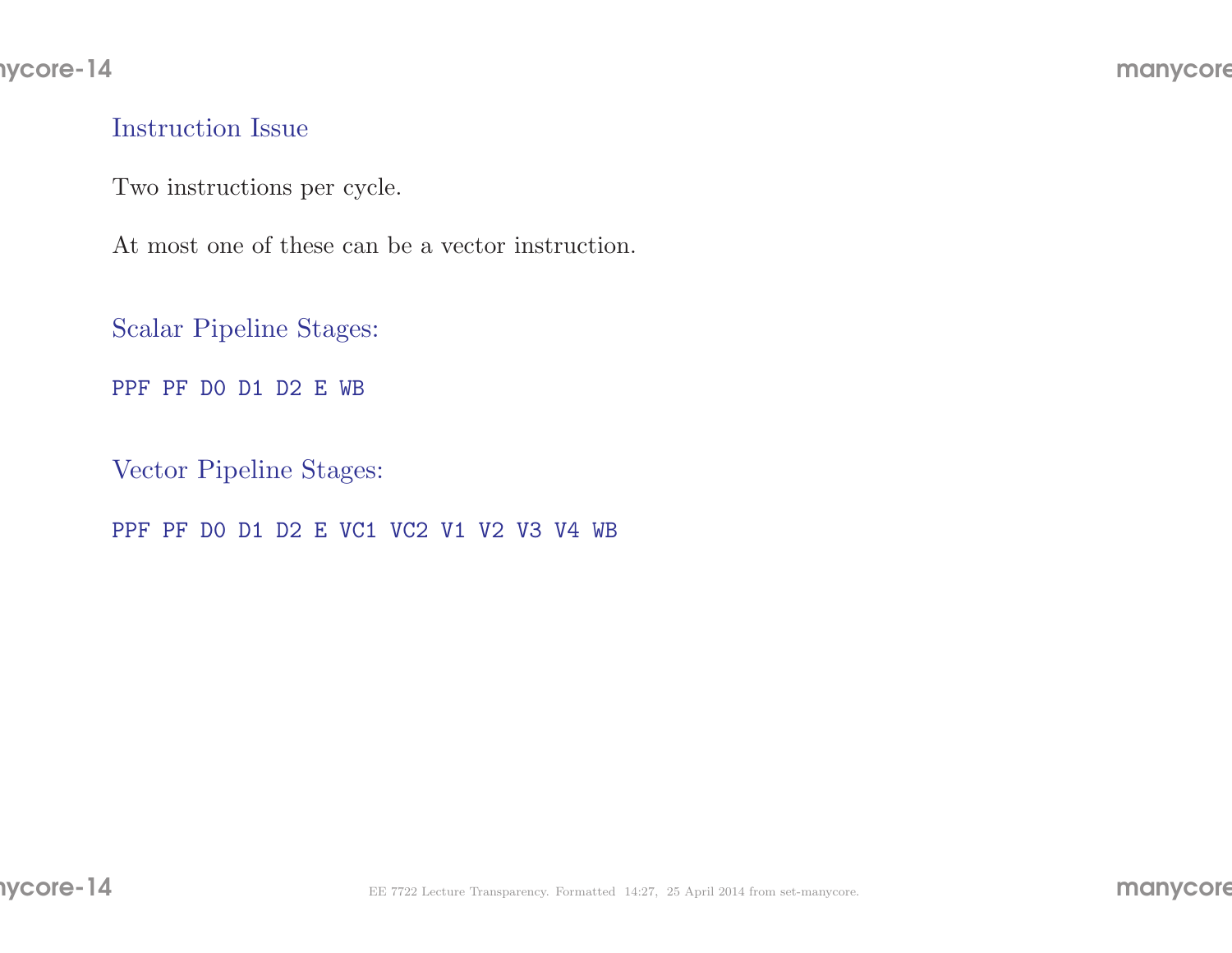## Instruction Issue

Two instructions per cycle.

At most one of these can be a vector instruction.

## Scalar Pipeline Stages:

```
PPF PF D0 D1 D2 E WB
```

## Vector Pipeline Stages:

```
PPF PF D0 D1 D2 E VC1 VC2 V1 V2 V3 V4 WB
```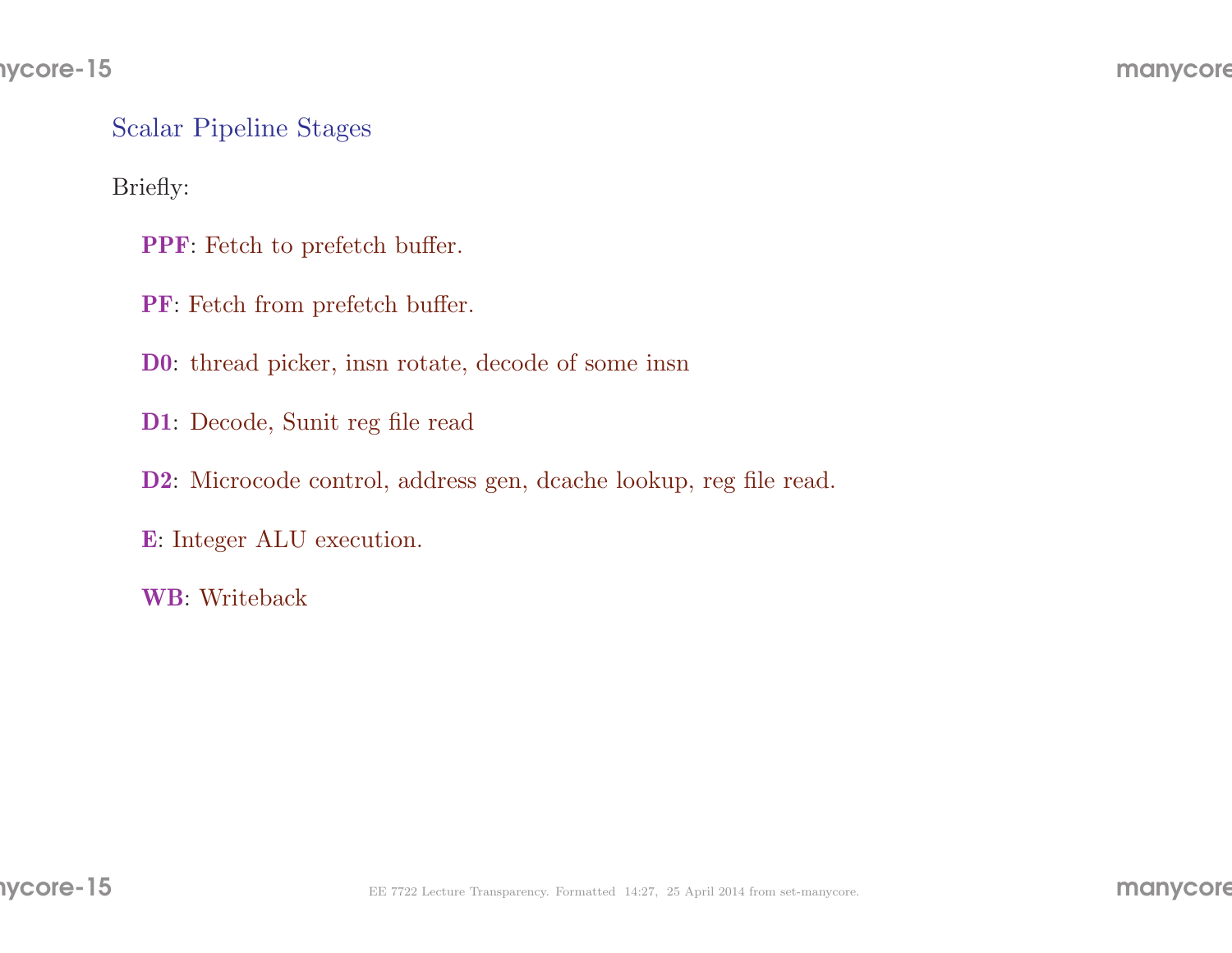## Scalar Pipeline Stages

Briefly:

**PPF**: Fetch to prefetch buffer.

**PF**: Fetch from prefetch buffer.

**D0**: thread picker, insn rotate, decode of some insn

**D1**: Decode, Sunit reg file read

**D2**: Microcode control, address gen, dcache lookup, reg file read.

**E**: Integer ALU execution.

**WB**: Writeback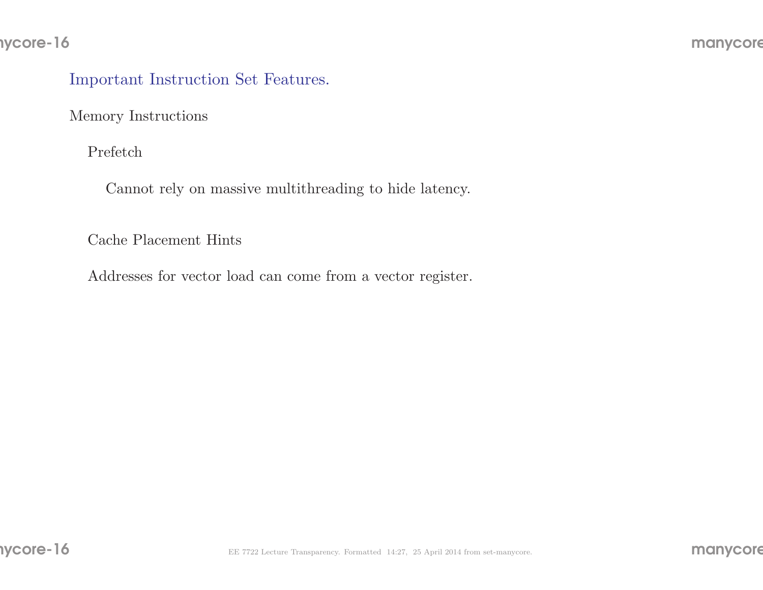## Important Instruction Set Features.

Memory Instructions

- Prefetch
  - Cannot rely on massive multithreading to hide latency.
- Cache Placement Hints
- Addresses for vector load can come from a vector register.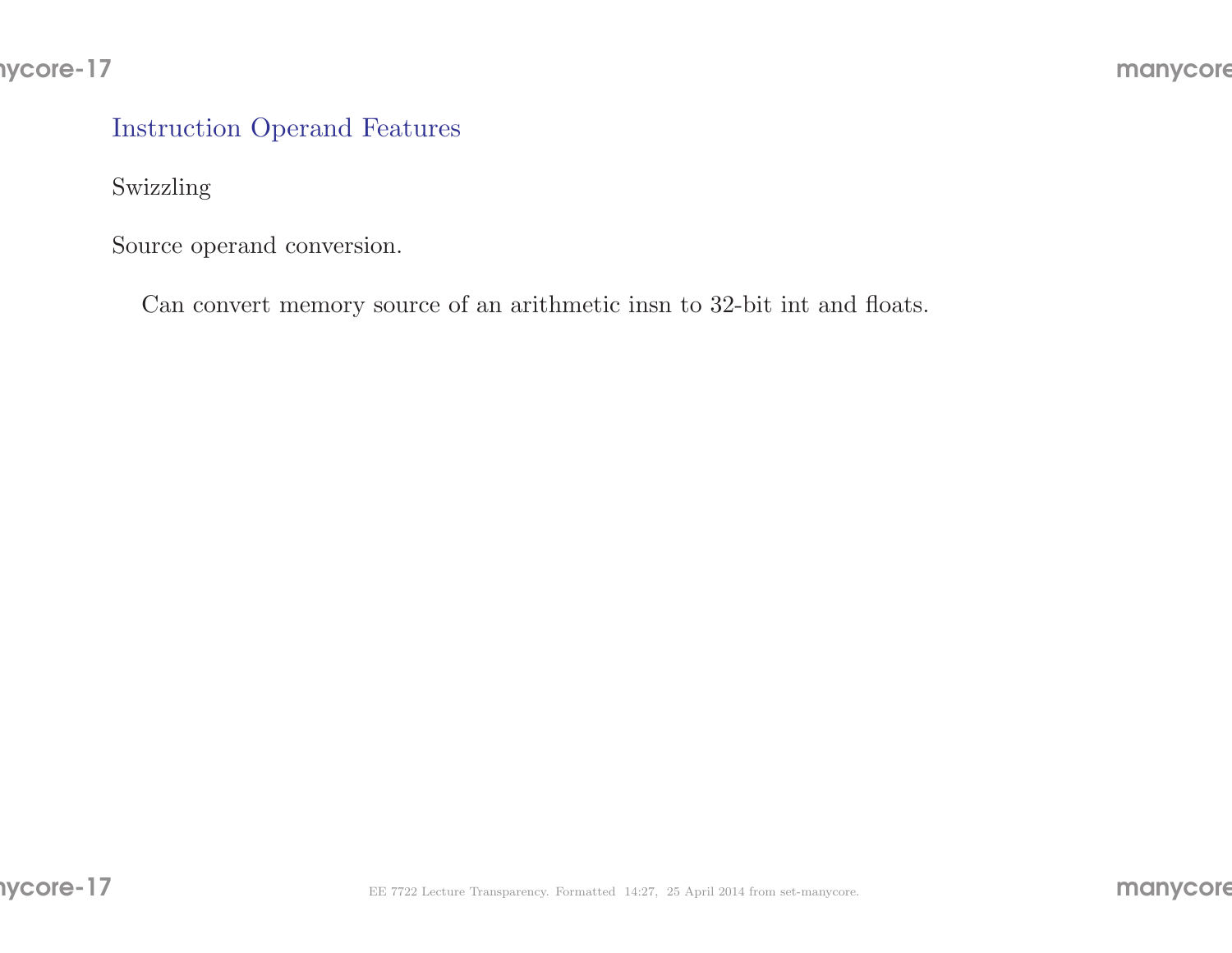## Instruction Operand Features

Swizzling

Source operand conversion.

Can convert memory source of an arithmetic insn to 32-bit int and floats.